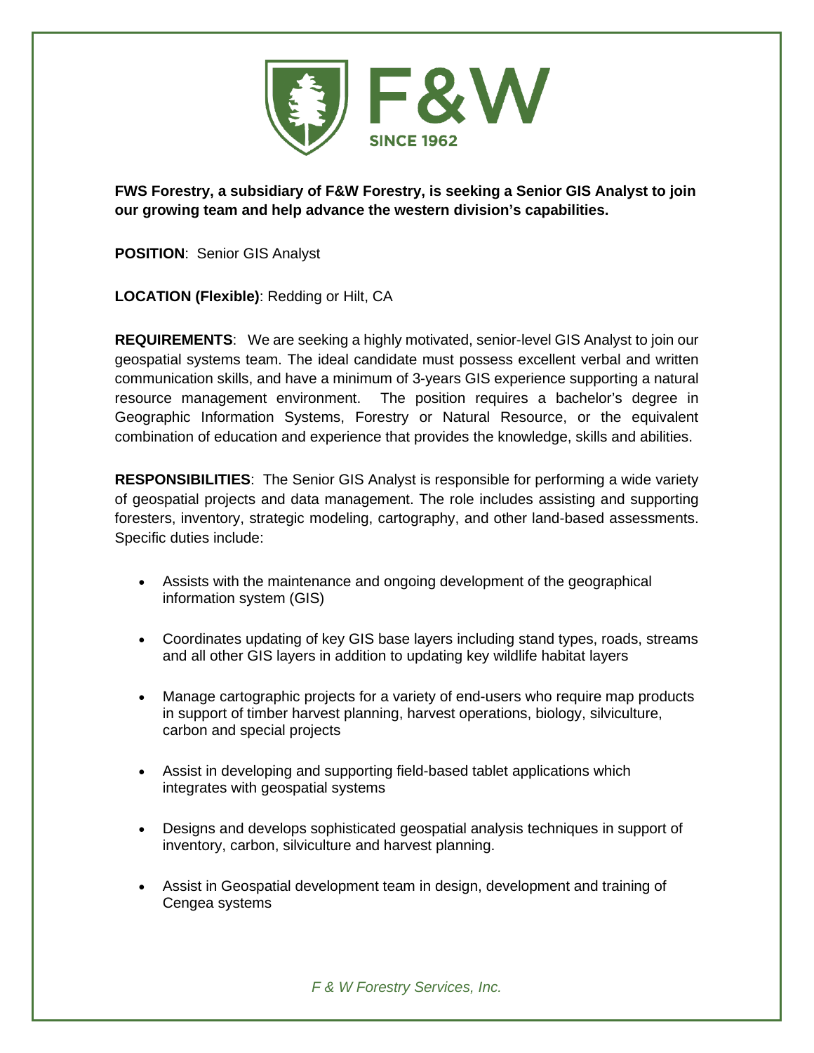**FWS Forestry, a subsidiary of F&W Forestry, is seeking a Senior GIS Analyst to join our growing team and help advance the western division's capabilities.**

**POSITION**: Senior GIS Analyst

**LOCATION (Flexible)**: Redding or Hilt, CA

**REQUIREMENTS**: We are seeking a highly motivated, senior-level GIS Analyst to join our geospatial systems team. The ideal candidate must possess excellent verbal and written communication skills, and have a minimum of 3-years GIS experience supporting a natural resource management environment. The position requires a bachelor's degree in Geographic Information Systems, Forestry or Natural Resource, or the equivalent combination of education and experience that provides the knowledge, skills and abilities.

**RESPONSIBILITIES**: The Senior GIS Analyst is responsible for performing a wide variety of geospatial projects and data management. The role includes assisting and supporting foresters, inventory, strategic modeling, cartography, and other land-based assessments. Specific duties include:

- Assists with the maintenance and ongoing development of the geographical information system (GIS)
- Coordinates updating of key GIS base layers including stand types, roads, streams and all other GIS layers in addition to updating key wildlife habitat layers
- Manage cartographic projects for a variety of end-users who require map products in support of timber harvest planning, harvest operations, biology, silviculture, carbon and special projects
- Assist in developing and supporting field-based tablet applications which integrates with geospatial systems
- Designs and develops sophisticated geospatial analysis techniques in support of inventory, carbon, silviculture and harvest planning.
- Assist in Geospatial development team in design, development and training of Cengea systems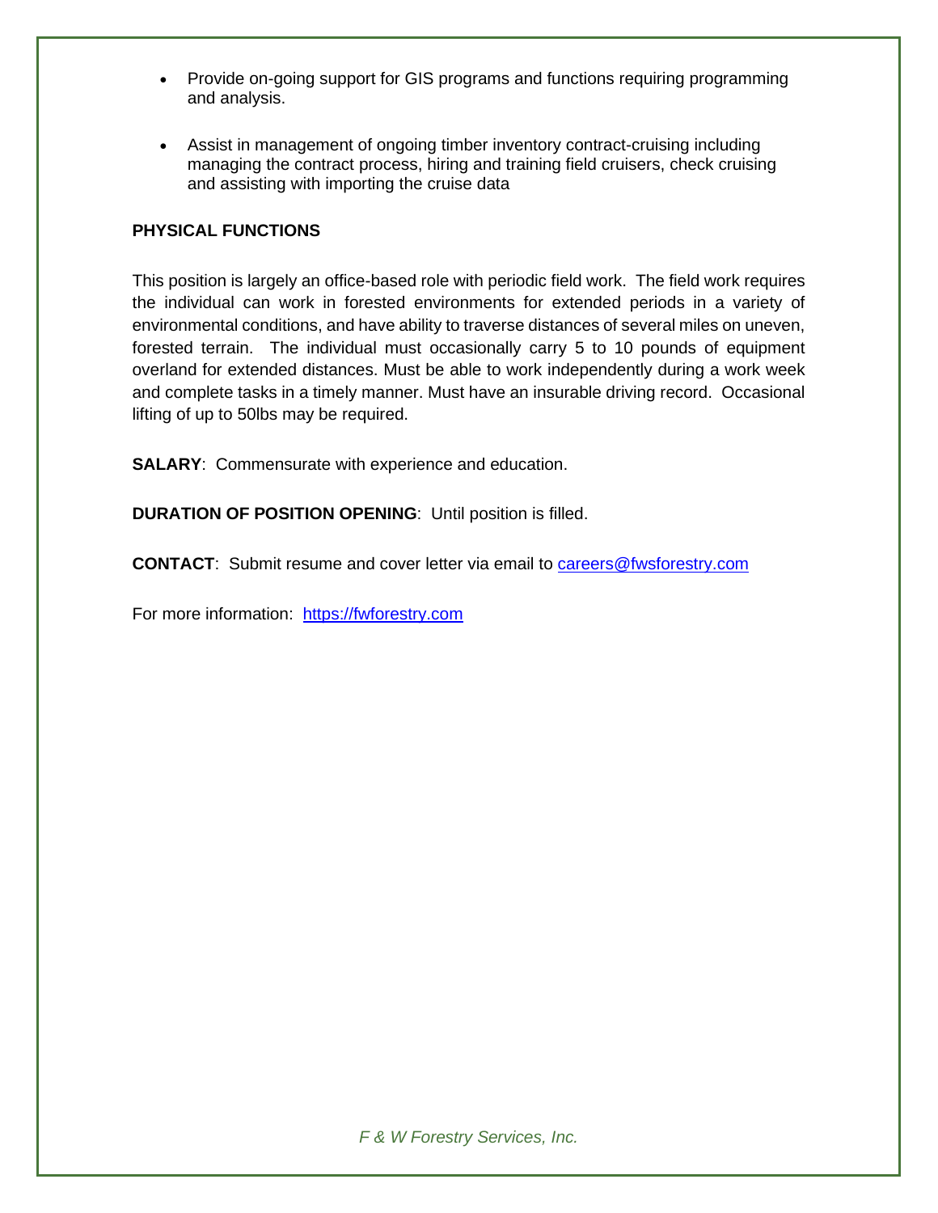- Provide on-going support for GIS programs and functions requiring programming and analysis.
- Assist in management of ongoing timber inventory contract-cruising including managing the contract process, hiring and training field cruisers, check cruising and assisting with importing the cruise data

**PHYSICAL FUNCTIONS**

This position is largely an office-based role with periodic field work. The field work requires the individual can work in forested environments for extended periods in a variety of environmental conditions, and have ability to traverse distances of several miles on uneven, forested terrain. The individual must occasionally carry 5 to 10 pounds of equipment overland for extended distances. Must be able to work independently during a work week and complete tasks in a timely manner. Must have an insurable driving record. Occasional lifting of up to 50lbs may be required.

**SALARY**: Commensurate with experience and education.

**DURATION OF POSITION OPENING**: Until position is filled.

**CONTACT**: Submit resume and cover letter via email to careers@fwsforestry.com

For more information: https://fwforestry.com